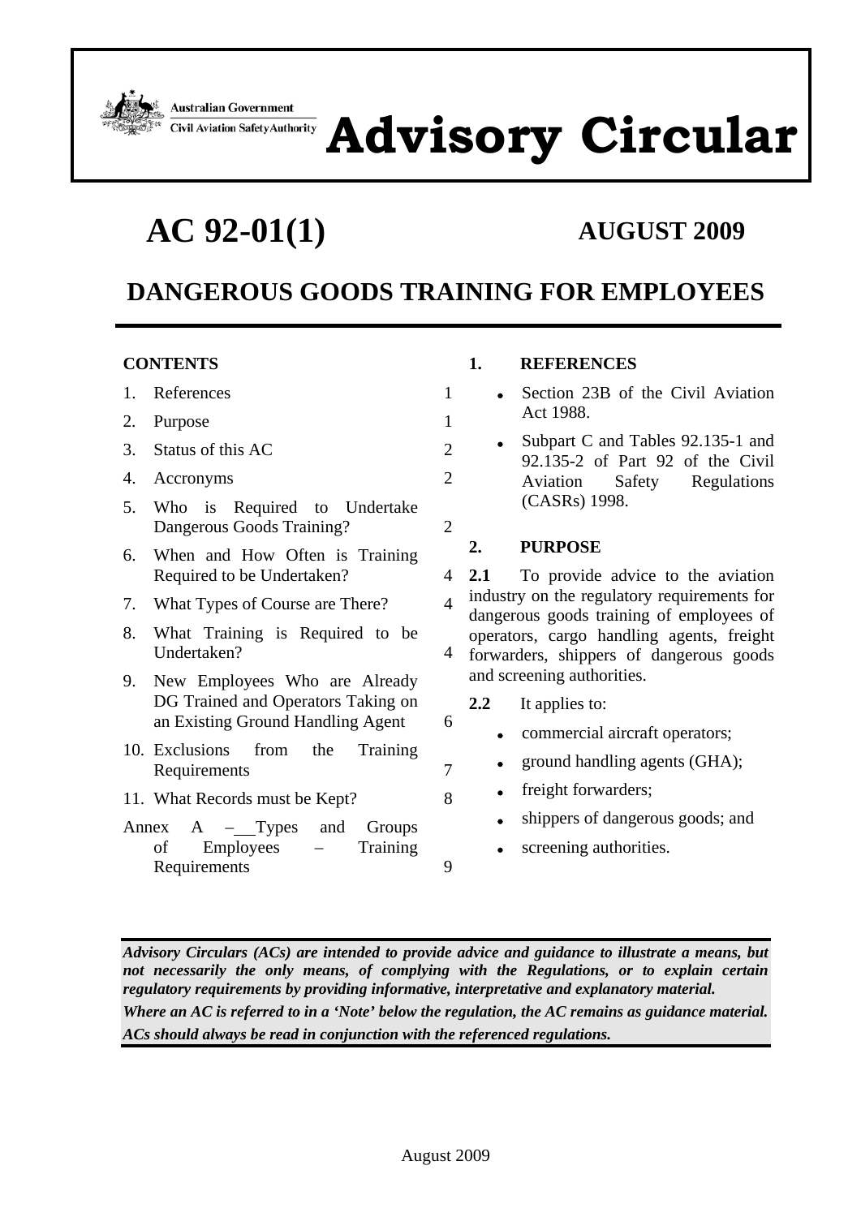Australian Government
Civil Aviation Safety Authority

# Advisory Circular

# AC 92-01(1)

**AUGUST 2009**

## DANGEROUS GOODS TRAINING FOR EMPLOYEES

**CONTENTS**

| | | |
|---|---|---|
| 1. | References | 1 |
| 2. | Purpose | 1 |
| 3. | Status of this AC | 2 |
| 4. | Accronyms | 2 |
| 5. | Who is Required to Undertake Dangerous Goods Training? | 2 |
| 6. | When and How Often is Training Required to be Undertaken? | 4 |
| 7. | What Types of Course are There? | 4 |
| 8. | What Training is Required to be Undertaken? | 4 |
| 9. | New Employees Who are Already DG Trained and Operators Taking on an Existing Ground Handling Agent | 6 |
| 10. | Exclusions from the Training Requirements | 7 |
| 11. | What Records must be Kept? | 8 |
| Annex A | – Types and Groups of Employees – Training Requirements | 9 |

### 1. REFERENCES

- Section 23B of the Civil Aviation Act 1988.
- Subpart C and Tables 92.135-1 and 92.135-2 of Part 92 of the Civil Aviation Safety Regulations (CASRs) 1998.

### 2. PURPOSE

**2.1** To provide advice to the aviation industry on the regulatory requirements for dangerous goods training of employees of operators, cargo handling agents, freight forwarders, shippers of dangerous goods and screening authorities.

**2.2** It applies to:

- commercial aircraft operators;
- ground handling agents (GHA);
- freight forwarders;
- shippers of dangerous goods; and
- screening authorities.

***Advisory Circulars (ACs) are intended to provide advice and guidance to illustrate a means, but not necessarily the only means, of complying with the Regulations, or to explain certain regulatory requirements by providing informative, interpretative and explanatory material.***

***Where an AC is referred to in a 'Note' below the regulation, the AC remains as guidance material.***

***ACs should always be read in conjunction with the referenced regulations.***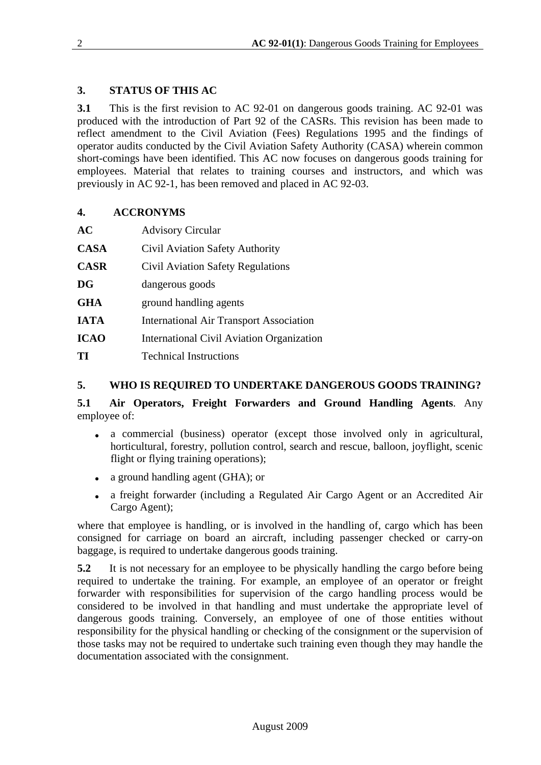## 3. STATUS OF THIS AC

**3.1** This is the first revision to AC 92-01 on dangerous goods training. AC 92-01 was produced with the introduction of Part 92 of the CASRs. This revision has been made to reflect amendment to the Civil Aviation (Fees) Regulations 1995 and the findings of operator audits conducted by the Civil Aviation Safety Authority (CASA) wherein common short-comings have been identified. This AC now focuses on dangerous goods training for employees. Material that relates to training courses and instructors, and which was previously in AC 92-1, has been removed and placed in AC 92-03.

## 4. ACCRONYMS

| | |
|---|---|
| **AC** | Advisory Circular |
| **CASA** | Civil Aviation Safety Authority |
| **CASR** | Civil Aviation Safety Regulations |
| **DG** | dangerous goods |
| **GHA** | ground handling agents |
| **IATA** | International Air Transport Association |
| **ICAO** | International Civil Aviation Organization |
| **TI** | Technical Instructions |

## 5. WHO IS REQUIRED TO UNDERTAKE DANGEROUS GOODS TRAINING?

**5.1 Air Operators, Freight Forwarders and Ground Handling Agents**. Any employee of:

- a commercial (business) operator (except those involved only in agricultural, horticultural, forestry, pollution control, search and rescue, balloon, joyflight, scenic flight or flying training operations);
- a ground handling agent (GHA); or
- a freight forwarder (including a Regulated Air Cargo Agent or an Accredited Air Cargo Agent);

where that employee is handling, or is involved in the handling of, cargo which has been consigned for carriage on board an aircraft, including passenger checked or carry-on baggage, is required to undertake dangerous goods training.

**5.2** It is not necessary for an employee to be physically handling the cargo before being required to undertake the training. For example, an employee of an operator or freight forwarder with responsibilities for supervision of the cargo handling process would be considered to be involved in that handling and must undertake the appropriate level of dangerous goods training. Conversely, an employee of one of those entities without responsibility for the physical handling or checking of the consignment or the supervision of those tasks may not be required to undertake such training even though they may handle the documentation associated with the consignment.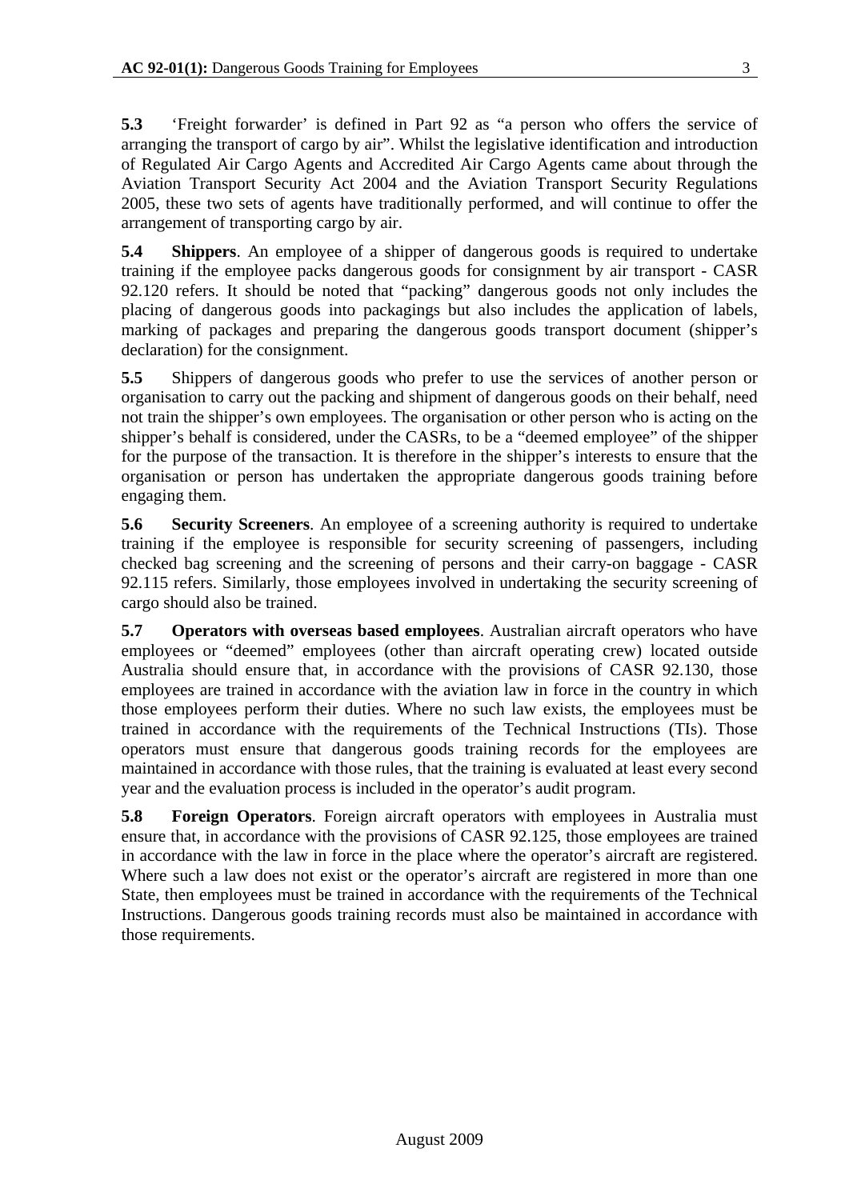**5.3** 'Freight forwarder' is defined in Part 92 as "a person who offers the service of arranging the transport of cargo by air". Whilst the legislative identification and introduction of Regulated Air Cargo Agents and Accredited Air Cargo Agents came about through the Aviation Transport Security Act 2004 and the Aviation Transport Security Regulations 2005, these two sets of agents have traditionally performed, and will continue to offer the arrangement of transporting cargo by air.

**5.4** **Shippers**. An employee of a shipper of dangerous goods is required to undertake training if the employee packs dangerous goods for consignment by air transport - CASR 92.120 refers. It should be noted that "packing" dangerous goods not only includes the placing of dangerous goods into packagings but also includes the application of labels, marking of packages and preparing the dangerous goods transport document (shipper's declaration) for the consignment.

**5.5** Shippers of dangerous goods who prefer to use the services of another person or organisation to carry out the packing and shipment of dangerous goods on their behalf, need not train the shipper's own employees. The organisation or other person who is acting on the shipper's behalf is considered, under the CASRs, to be a "deemed employee" of the shipper for the purpose of the transaction. It is therefore in the shipper's interests to ensure that the organisation or person has undertaken the appropriate dangerous goods training before engaging them.

**5.6** **Security Screeners**. An employee of a screening authority is required to undertake training if the employee is responsible for security screening of passengers, including checked bag screening and the screening of persons and their carry-on baggage - CASR 92.115 refers. Similarly, those employees involved in undertaking the security screening of cargo should also be trained.

**5.7** **Operators with overseas based employees**. Australian aircraft operators who have employees or "deemed" employees (other than aircraft operating crew) located outside Australia should ensure that, in accordance with the provisions of CASR 92.130, those employees are trained in accordance with the aviation law in force in the country in which those employees perform their duties. Where no such law exists, the employees must be trained in accordance with the requirements of the Technical Instructions (TIs). Those operators must ensure that dangerous goods training records for the employees are maintained in accordance with those rules, that the training is evaluated at least every second year and the evaluation process is included in the operator's audit program.

**5.8** **Foreign Operators**. Foreign aircraft operators with employees in Australia must ensure that, in accordance with the provisions of CASR 92.125, those employees are trained in accordance with the law in force in the place where the operator's aircraft are registered. Where such a law does not exist or the operator's aircraft are registered in more than one State, then employees must be trained in accordance with the requirements of the Technical Instructions. Dangerous goods training records must also be maintained in accordance with those requirements.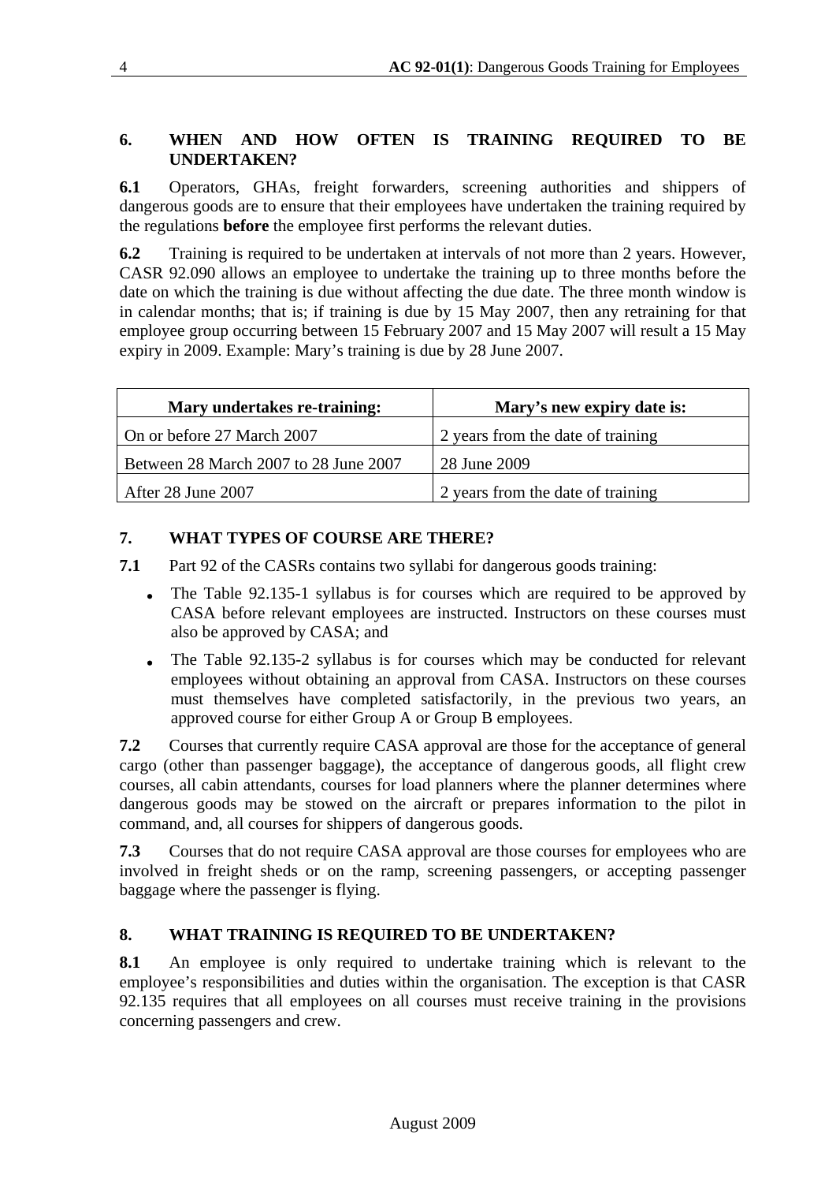## 6. WHEN AND HOW OFTEN IS TRAINING REQUIRED TO BE UNDERTAKEN?

**6.1** Operators, GHAs, freight forwarders, screening authorities and shippers of dangerous goods are to ensure that their employees have undertaken the training required by the regulations **before** the employee first performs the relevant duties.

**6.2** Training is required to be undertaken at intervals of not more than 2 years. However, CASR 92.090 allows an employee to undertake the training up to three months before the date on which the training is due without affecting the due date. The three month window is in calendar months; that is; if training is due by 15 May 2007, then any retraining for that employee group occurring between 15 February 2007 and 15 May 2007 will result a 15 May expiry in 2009. Example: Mary's training is due by 28 June 2007.

| Mary undertakes re-training: | Mary's new expiry date is: |
| --- | --- |
| On or before 27 March 2007 | 2 years from the date of training |
| Between 28 March 2007 to 28 June 2007 | 28 June 2009 |
| After 28 June 2007 | 2 years from the date of training |

## 7. WHAT TYPES OF COURSE ARE THERE?

**7.1** Part 92 of the CASRs contains two syllabi for dangerous goods training:

- The Table 92.135-1 syllabus is for courses which are required to be approved by CASA before relevant employees are instructed. Instructors on these courses must also be approved by CASA; and
- The Table 92.135-2 syllabus is for courses which may be conducted for relevant employees without obtaining an approval from CASA. Instructors on these courses must themselves have completed satisfactorily, in the previous two years, an approved course for either Group A or Group B employees.

**7.2** Courses that currently require CASA approval are those for the acceptance of general cargo (other than passenger baggage), the acceptance of dangerous goods, all flight crew courses, all cabin attendants, courses for load planners where the planner determines where dangerous goods may be stowed on the aircraft or prepares information to the pilot in command, and, all courses for shippers of dangerous goods.

**7.3** Courses that do not require CASA approval are those courses for employees who are involved in freight sheds or on the ramp, screening passengers, or accepting passenger baggage where the passenger is flying.

## 8. WHAT TRAINING IS REQUIRED TO BE UNDERTAKEN?

**8.1** An employee is only required to undertake training which is relevant to the employee's responsibilities and duties within the organisation. The exception is that CASR 92.135 requires that all employees on all courses must receive training in the provisions concerning passengers and crew.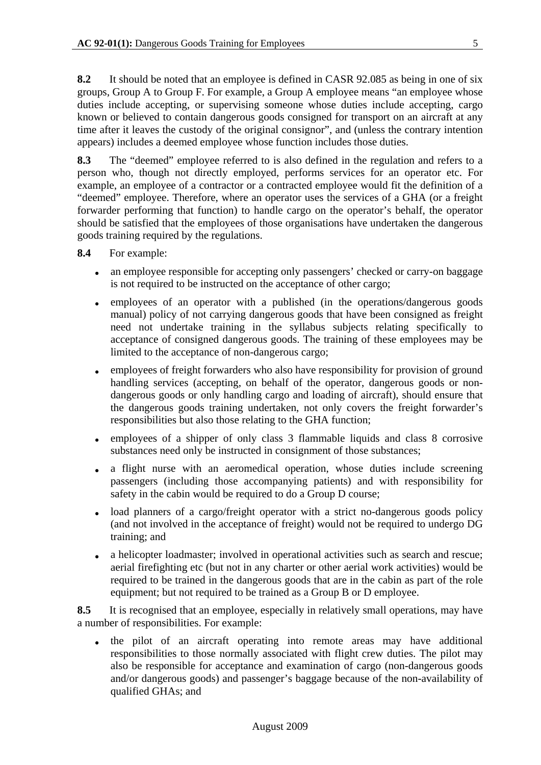**8.2** It should be noted that an employee is defined in CASR 92.085 as being in one of six groups, Group A to Group F. For example, a Group A employee means "an employee whose duties include accepting, or supervising someone whose duties include accepting, cargo known or believed to contain dangerous goods consigned for transport on an aircraft at any time after it leaves the custody of the original consignor", and (unless the contrary intention appears) includes a deemed employee whose function includes those duties.

**8.3** The "deemed" employee referred to is also defined in the regulation and refers to a person who, though not directly employed, performs services for an operator etc. For example, an employee of a contractor or a contracted employee would fit the definition of a "deemed" employee. Therefore, where an operator uses the services of a GHA (or a freight forwarder performing that function) to handle cargo on the operator's behalf, the operator should be satisfied that the employees of those organisations have undertaken the dangerous goods training required by the regulations.

**8.4** For example:

- an employee responsible for accepting only passengers' checked or carry-on baggage is not required to be instructed on the acceptance of other cargo;
- employees of an operator with a published (in the operations/dangerous goods manual) policy of not carrying dangerous goods that have been consigned as freight need not undertake training in the syllabus subjects relating specifically to acceptance of consigned dangerous goods. The training of these employees may be limited to the acceptance of non-dangerous cargo;
- employees of freight forwarders who also have responsibility for provision of ground handling services (accepting, on behalf of the operator, dangerous goods or non-dangerous goods or only handling cargo and loading of aircraft), should ensure that the dangerous goods training undertaken, not only covers the freight forwarder's responsibilities but also those relating to the GHA function;
- employees of a shipper of only class 3 flammable liquids and class 8 corrosive substances need only be instructed in consignment of those substances;
- a flight nurse with an aeromedical operation, whose duties include screening passengers (including those accompanying patients) and with responsibility for safety in the cabin would be required to do a Group D course;
- load planners of a cargo/freight operator with a strict no-dangerous goods policy (and not involved in the acceptance of freight) would not be required to undergo DG training; and
- a helicopter loadmaster; involved in operational activities such as search and rescue; aerial firefighting etc (but not in any charter or other aerial work activities) would be required to be trained in the dangerous goods that are in the cabin as part of the role equipment; but not required to be trained as a Group B or D employee.

**8.5** It is recognised that an employee, especially in relatively small operations, may have a number of responsibilities. For example:

- the pilot of an aircraft operating into remote areas may have additional responsibilities to those normally associated with flight crew duties. The pilot may also be responsible for acceptance and examination of cargo (non-dangerous goods and/or dangerous goods) and passenger's baggage because of the non-availability of qualified GHAs; and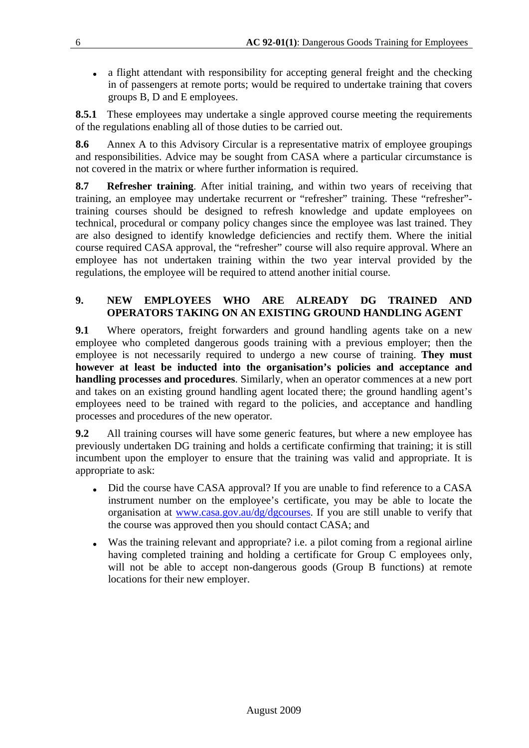- a flight attendant with responsibility for accepting general freight and the checking in of passengers at remote ports; would be required to undertake training that covers groups B, D and E employees.

**8.5.1** These employees may undertake a single approved course meeting the requirements of the regulations enabling all of those duties to be carried out.

**8.6** Annex A to this Advisory Circular is a representative matrix of employee groupings and responsibilities. Advice may be sought from CASA where a particular circumstance is not covered in the matrix or where further information is required.

**8.7** **Refresher training**. After initial training, and within two years of receiving that training, an employee may undertake recurrent or "refresher" training. These "refresher"-training courses should be designed to refresh knowledge and update employees on technical, procedural or company policy changes since the employee was last trained. They are also designed to identify knowledge deficiencies and rectify them. Where the initial course required CASA approval, the "refresher" course will also require approval. Where an employee has not undertaken training within the two year interval provided by the regulations, the employee will be required to attend another initial course.

## 9. NEW EMPLOYEES WHO ARE ALREADY DG TRAINED AND OPERATORS TAKING ON AN EXISTING GROUND HANDLING AGENT

**9.1** Where operators, freight forwarders and ground handling agents take on a new employee who completed dangerous goods training with a previous employer; then the employee is not necessarily required to undergo a new course of training. **They must however at least be inducted into the organisation's policies and acceptance and handling processes and procedures**. Similarly, when an operator commences at a new port and takes on an existing ground handling agent located there; the ground handling agent's employees need to be trained with regard to the policies, and acceptance and handling processes and procedures of the new operator.

**9.2** All training courses will have some generic features, but where a new employee has previously undertaken DG training and holds a certificate confirming that training; it is still incumbent upon the employer to ensure that the training was valid and appropriate. It is appropriate to ask:

- Did the course have CASA approval? If you are unable to find reference to a CASA instrument number on the employee's certificate, you may be able to locate the organisation at www.casa.gov.au/dg/dgcourses. If you are still unable to verify that the course was approved then you should contact CASA; and
- Was the training relevant and appropriate? i.e. a pilot coming from a regional airline having completed training and holding a certificate for Group C employees only, will not be able to accept non-dangerous goods (Group B functions) at remote locations for their new employer.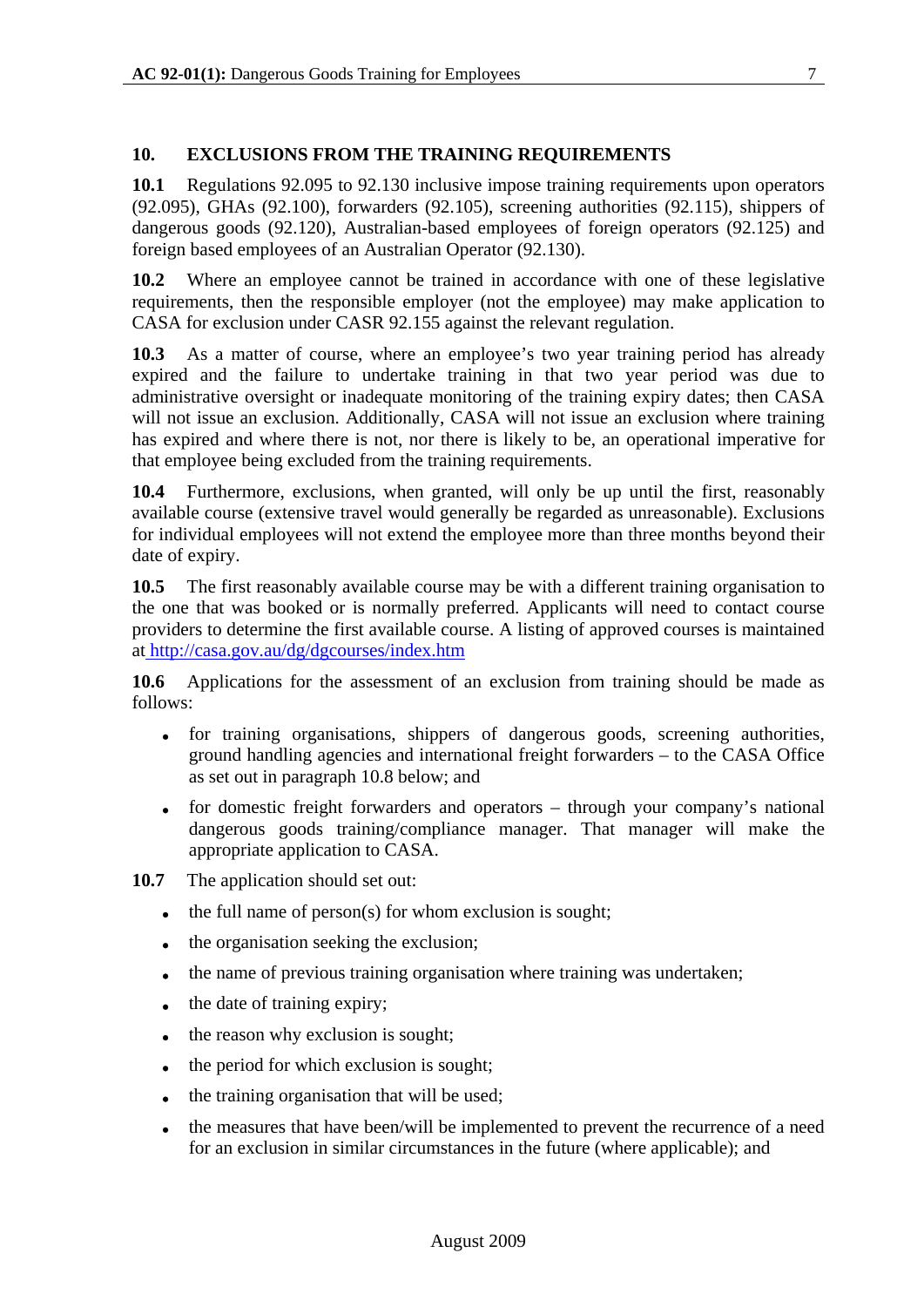## 10. EXCLUSIONS FROM THE TRAINING REQUIREMENTS

**10.1** Regulations 92.095 to 92.130 inclusive impose training requirements upon operators (92.095), GHAs (92.100), forwarders (92.105), screening authorities (92.115), shippers of dangerous goods (92.120), Australian-based employees of foreign operators (92.125) and foreign based employees of an Australian Operator (92.130).

**10.2** Where an employee cannot be trained in accordance with one of these legislative requirements, then the responsible employer (not the employee) may make application to CASA for exclusion under CASR 92.155 against the relevant regulation.

**10.3** As a matter of course, where an employee's two year training period has already expired and the failure to undertake training in that two year period was due to administrative oversight or inadequate monitoring of the training expiry dates; then CASA will not issue an exclusion. Additionally, CASA will not issue an exclusion where training has expired and where there is not, nor there is likely to be, an operational imperative for that employee being excluded from the training requirements.

**10.4** Furthermore, exclusions, when granted, will only be up until the first, reasonably available course (extensive travel would generally be regarded as unreasonable). Exclusions for individual employees will not extend the employee more than three months beyond their date of expiry.

**10.5** The first reasonably available course may be with a different training organisation to the one that was booked or is normally preferred. Applicants will need to contact course providers to determine the first available course. A listing of approved courses is maintained at http://casa.gov.au/dg/dgcourses/index.htm

**10.6** Applications for the assessment of an exclusion from training should be made as follows:

- for training organisations, shippers of dangerous goods, screening authorities, ground handling agencies and international freight forwarders – to the CASA Office as set out in paragraph 10.8 below; and
- for domestic freight forwarders and operators – through your company's national dangerous goods training/compliance manager. That manager will make the appropriate application to CASA.

**10.7** The application should set out:

- the full name of person(s) for whom exclusion is sought;
- the organisation seeking the exclusion;
- the name of previous training organisation where training was undertaken;
- the date of training expiry;
- the reason why exclusion is sought;
- the period for which exclusion is sought;
- the training organisation that will be used;
- the measures that have been/will be implemented to prevent the recurrence of a need for an exclusion in similar circumstances in the future (where applicable); and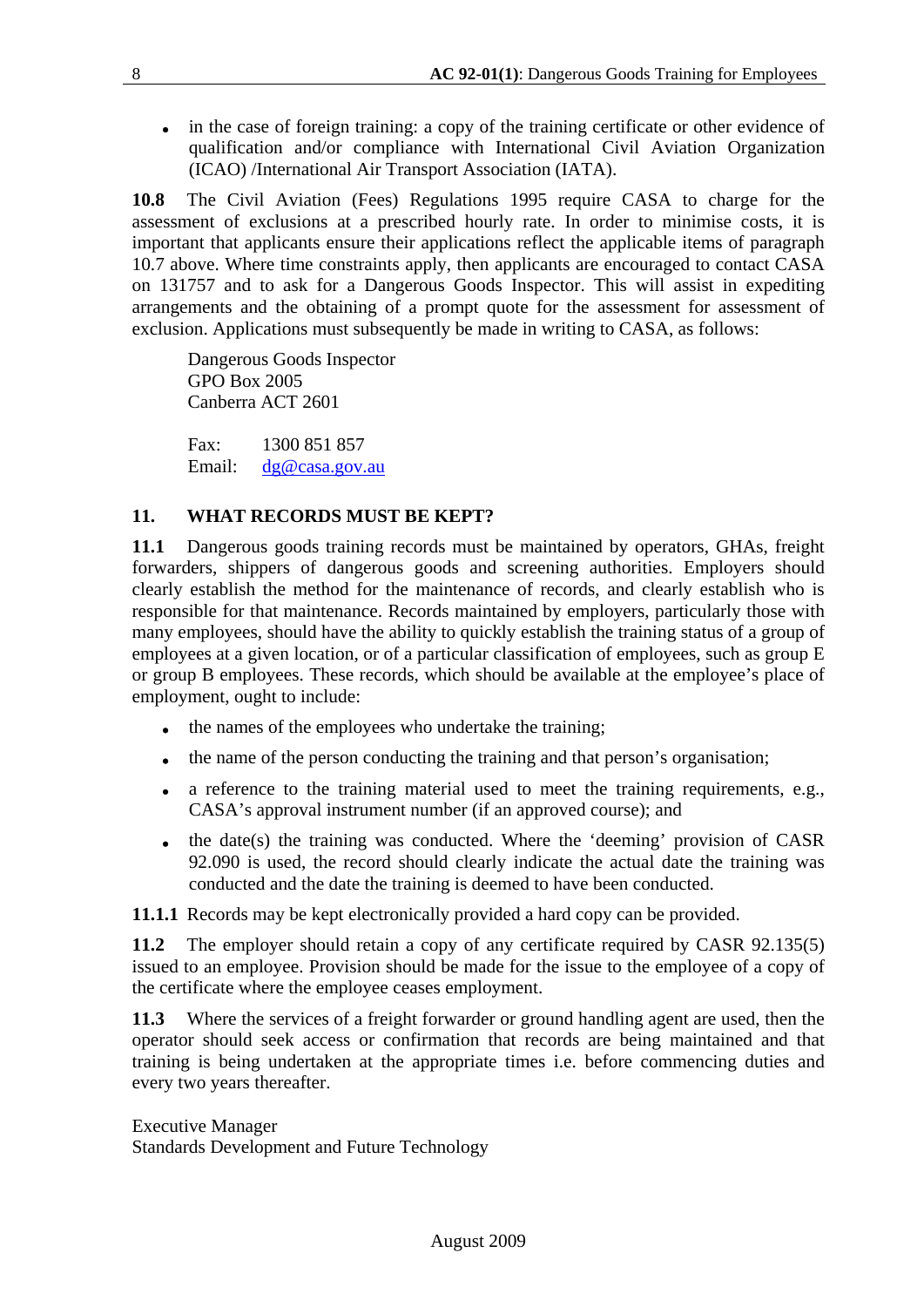- in the case of foreign training: a copy of the training certificate or other evidence of qualification and/or compliance with International Civil Aviation Organization (ICAO) /International Air Transport Association (IATA).

**10.8** The Civil Aviation (Fees) Regulations 1995 require CASA to charge for the assessment of exclusions at a prescribed hourly rate. In order to minimise costs, it is important that applicants ensure their applications reflect the applicable items of paragraph 10.7 above. Where time constraints apply, then applicants are encouraged to contact CASA on 131757 and to ask for a Dangerous Goods Inspector. This will assist in expediting arrangements and the obtaining of a prompt quote for the assessment for assessment of exclusion. Applications must subsequently be made in writing to CASA, as follows:

Dangerous Goods Inspector
GPO Box 2005
Canberra ACT 2601

Fax: 1300 851 857
Email: dg@casa.gov.au

## 11. WHAT RECORDS MUST BE KEPT?

**11.1** Dangerous goods training records must be maintained by operators, GHAs, freight forwarders, shippers of dangerous goods and screening authorities. Employers should clearly establish the method for the maintenance of records, and clearly establish who is responsible for that maintenance. Records maintained by employers, particularly those with many employees, should have the ability to quickly establish the training status of a group of employees at a given location, or of a particular classification of employees, such as group E or group B employees. These records, which should be available at the employee's place of employment, ought to include:

- the names of the employees who undertake the training;
- the name of the person conducting the training and that person's organisation;
- a reference to the training material used to meet the training requirements, e.g., CASA's approval instrument number (if an approved course); and
- the date(s) the training was conducted. Where the 'deeming' provision of CASR 92.090 is used, the record should clearly indicate the actual date the training was conducted and the date the training is deemed to have been conducted.

**11.1.1** Records may be kept electronically provided a hard copy can be provided.

**11.2** The employer should retain a copy of any certificate required by CASR 92.135(5) issued to an employee. Provision should be made for the issue to the employee of a copy of the certificate where the employee ceases employment.

**11.3** Where the services of a freight forwarder or ground handling agent are used, then the operator should seek access or confirmation that records are being maintained and that training is being undertaken at the appropriate times i.e. before commencing duties and every two years thereafter.

Executive Manager
Standards Development and Future Technology

August 2009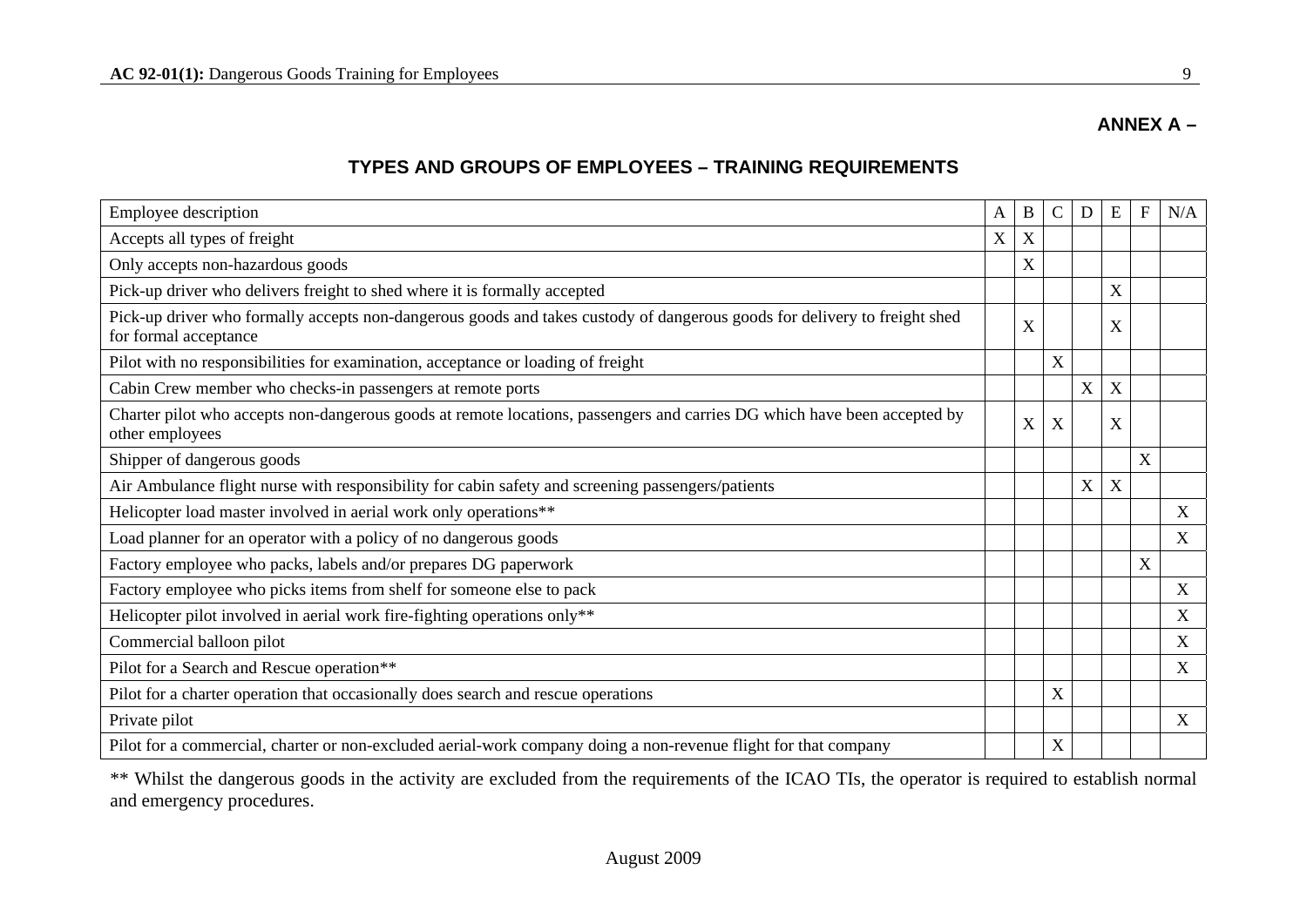## ANNEX A –

### TYPES AND GROUPS OF EMPLOYEES – TRAINING REQUIREMENTS

| Employee description | A | B | C | D | E | F | N/A |
|---|---|---|---|---|---|---|---|
| Accepts all types of freight | X | X | | | | | |
| Only accepts non-hazardous goods | | X | | | | | |
| Pick-up driver who delivers freight to shed where it is formally accepted | | | | | X | | |
| Pick-up driver who formally accepts non-dangerous goods and takes custody of dangerous goods for delivery to freight shed for formal acceptance | | X | | | X | | |
| Pilot with no responsibilities for examination, acceptance or loading of freight | | | X | | | | |
| Cabin Crew member who checks-in passengers at remote ports | | | | X | X | | |
| Charter pilot who accepts non-dangerous goods at remote locations, passengers and carries DG which have been accepted by other employees | | X | X | | X | | |
| Shipper of dangerous goods | | | | | | X | |
| Air Ambulance flight nurse with responsibility for cabin safety and screening passengers/patients | | | | X | X | | |
| Helicopter load master involved in aerial work only operations** | | | | | | | X |
| Load planner for an operator with a policy of no dangerous goods | | | | | | | X |
| Factory employee who packs, labels and/or prepares DG paperwork | | | | | | X | |
| Factory employee who picks items from shelf for someone else to pack | | | | | | | X |
| Helicopter pilot involved in aerial work fire-fighting operations only** | | | | | | | X |
| Commercial balloon pilot | | | | | | | X |
| Pilot for a Search and Rescue operation** | | | | | | | X |
| Pilot for a charter operation that occasionally does search and rescue operations | | | X | | | | |
| Private pilot | | | | | | | X |
| Pilot for a commercial, charter or non-excluded aerial-work company doing a non-revenue flight for that company | | | X | | | | |

** Whilst the dangerous goods in the activity are excluded from the requirements of the ICAO TIs, the operator is required to establish normal and emergency procedures.